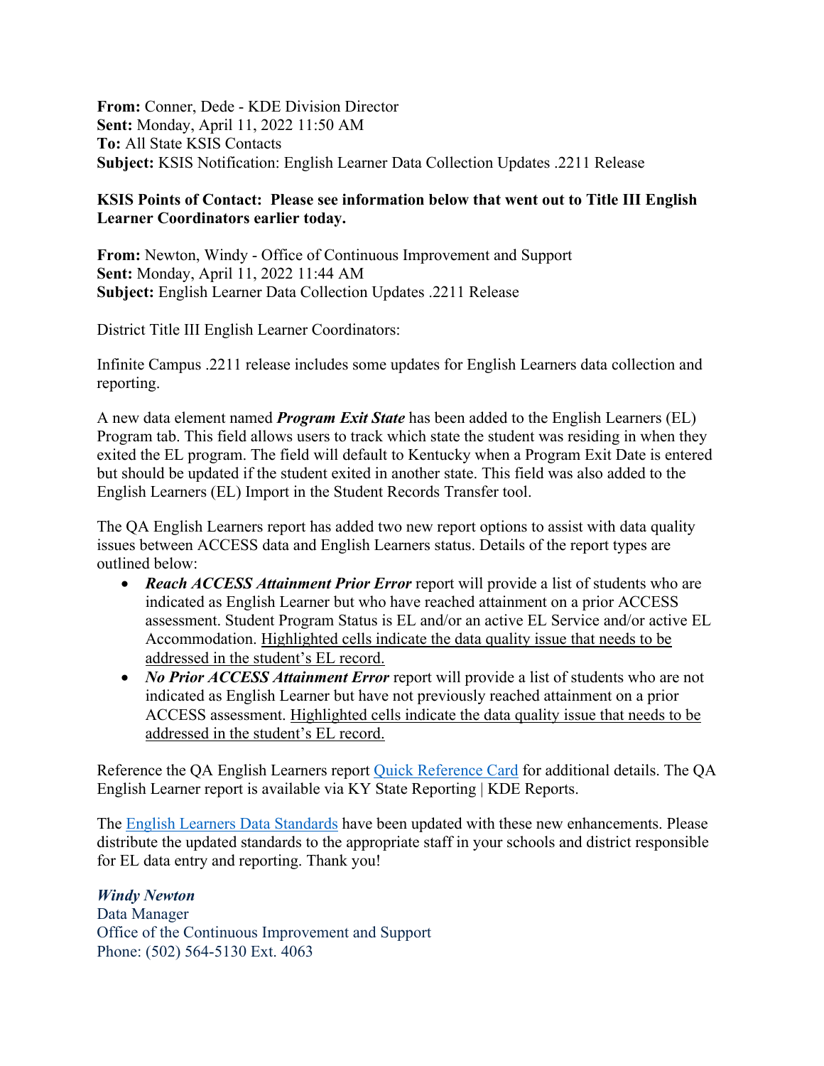**From:** Conner, Dede - KDE Division Director
**Sent:** Monday, April 11, 2022 11:50 AM
**To:** All State KSIS Contacts
**Subject:** KSIS Notification: English Learner Data Collection Updates .2211 Release

**KSIS Points of Contact: Please see information below that went out to Title III English Learner Coordinators earlier today.**

**From:** Newton, Windy - Office of Continuous Improvement and Support
**Sent:** Monday, April 11, 2022 11:44 AM
**Subject:** English Learner Data Collection Updates .2211 Release

District Title III English Learner Coordinators:

Infinite Campus .2211 release includes some updates for English Learners data collection and reporting.

A new data element named ***Program Exit State*** has been added to the English Learners (EL) Program tab. This field allows users to track which state the student was residing in when they exited the EL program. The field will default to Kentucky when a Program Exit Date is entered but should be updated if the student exited in another state. This field was also added to the English Learners (EL) Import in the Student Records Transfer tool.

The QA English Learners report has added two new report options to assist with data quality issues between ACCESS data and English Learners status. Details of the report types are outlined below:

- ***Reach ACCESS Attainment Prior Error*** report will provide a list of students who are indicated as English Learner but who have reached attainment on a prior ACCESS assessment. Student Program Status is EL and/or an active EL Service and/or active EL Accommodation. Highlighted cells indicate the data quality issue that needs to be addressed in the student's EL record.
- ***No Prior ACCESS Attainment Error*** report will provide a list of students who are not indicated as English Learner but have not previously reached attainment on a prior ACCESS assessment. Highlighted cells indicate the data quality issue that needs to be addressed in the student's EL record.

Reference the QA English Learners report Quick Reference Card for additional details. The QA English Learner report is available via KY State Reporting | KDE Reports.

The English Learners Data Standards have been updated with these new enhancements. Please distribute the updated standards to the appropriate staff in your schools and district responsible for EL data entry and reporting. Thank you!

***Windy Newton***
Data Manager
Office of the Continuous Improvement and Support
Phone: (502) 564-5130 Ext. 4063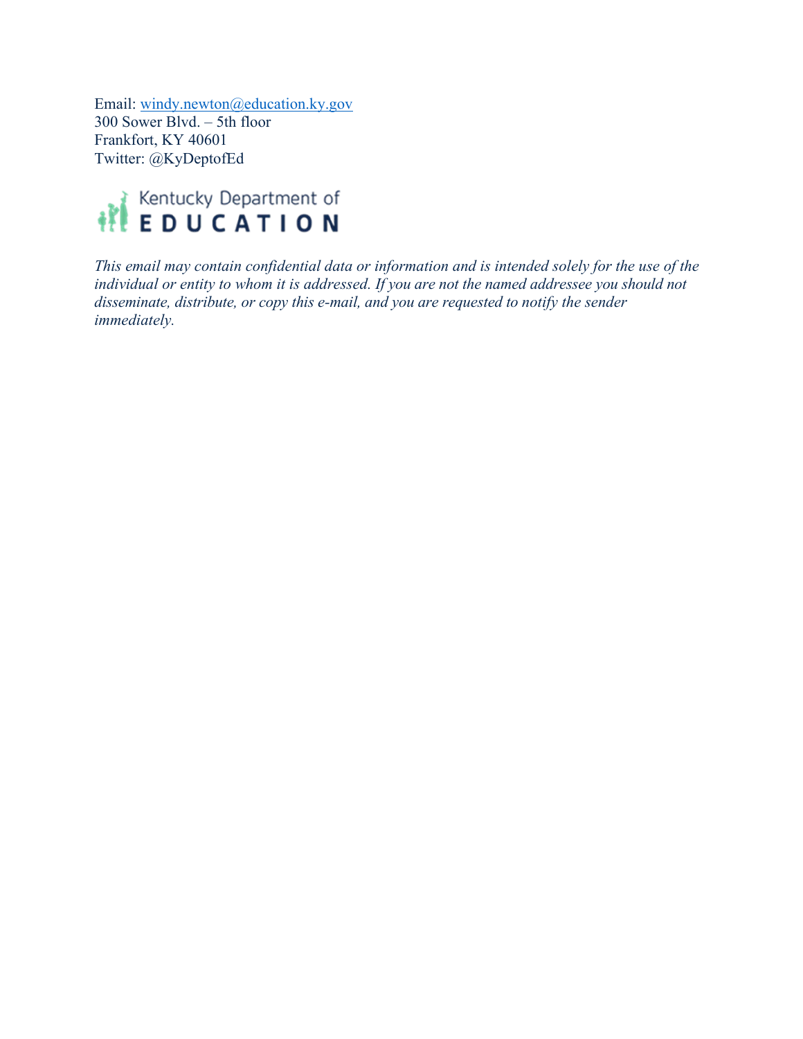Email: windy.newton@education.ky.gov
300 Sower Blvd. – 5th floor
Frankfort, KY 40601
Twitter: @KyDeptofEd

Kentucky Department of
EDUCATION

*This email may contain confidential data or information and is intended solely for the use of the individual or entity to whom it is addressed. If you are not the named addressee you should not disseminate, distribute, or copy this e-mail, and you are requested to notify the sender immediately.*